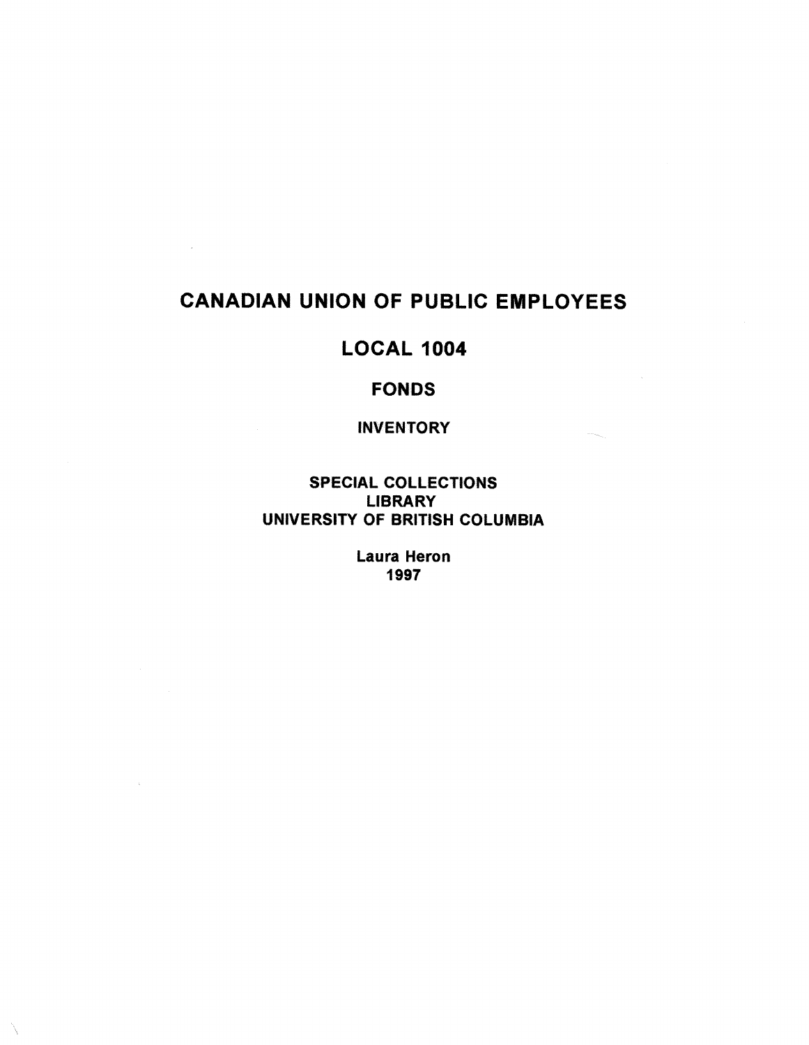# CANADIAN UNION OF PUBLIC EMPLOYEES

## LOCAL 1004

### FONDS

**INVENTORY**

**SPECIAL COLLECTIONS**
**LIBRARY**
**UNIVERSITY OF BRITISH COLUMBIA**

**Laura Heron**
**1997**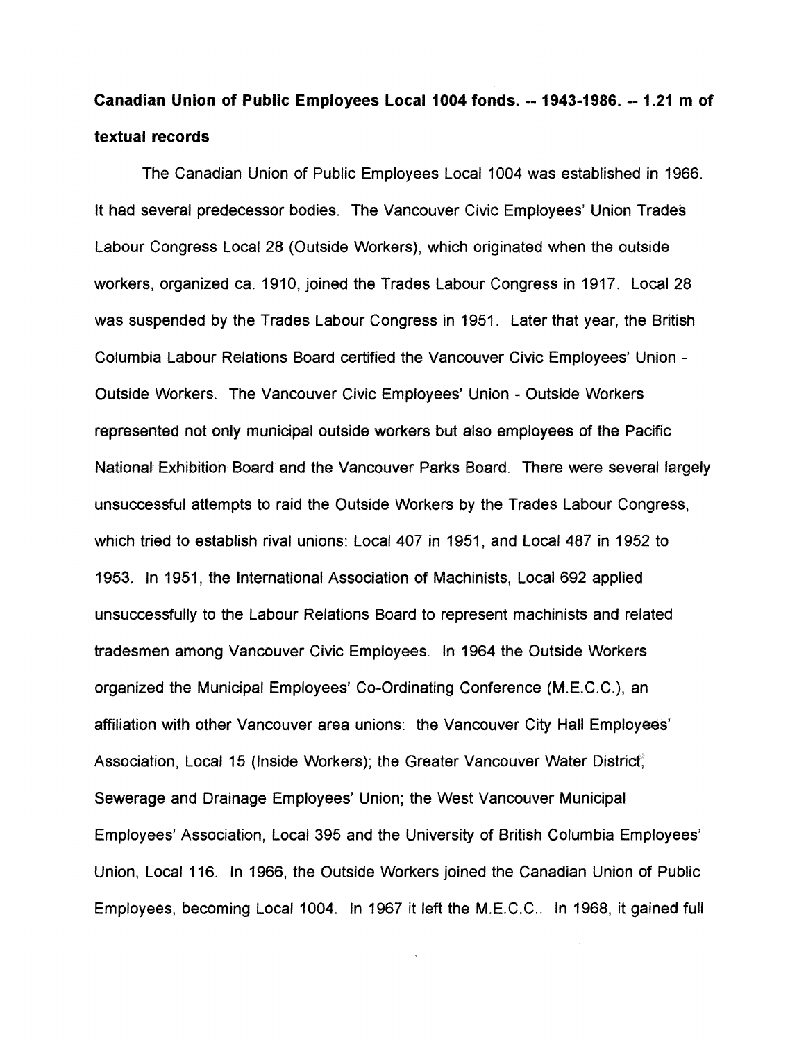**Canadian Union of Public Employees Local 1004 fonds. -- 1943-1986. -- 1.21 m of textual records**

The Canadian Union of Public Employees Local 1004 was established in 1966. It had several predecessor bodies. The Vancouver Civic Employees' Union Trades Labour Congress Local 28 (Outside Workers), which originated when the outside workers, organized ca. 1910, joined the Trades Labour Congress in 1917. Local 28 was suspended by the Trades Labour Congress in 1951. Later that year, the British Columbia Labour Relations Board certified the Vancouver Civic Employees' Union - Outside Workers. The Vancouver Civic Employees' Union - Outside Workers represented not only municipal outside workers but also employees of the Pacific National Exhibition Board and the Vancouver Parks Board. There were several largely unsuccessful attempts to raid the Outside Workers by the Trades Labour Congress, which tried to establish rival unions: Local 407 in 1951, and Local 487 in 1952 to 1953. In 1951, the International Association of Machinists, Local 692 applied unsuccessfully to the Labour Relations Board to represent machinists and related tradesmen among Vancouver Civic Employees. In 1964 the Outside Workers organized the Municipal Employees' Co-Ordinating Conference (M.E.C.C.), an affiliation with other Vancouver area unions: the Vancouver City Hall Employees' Association, Local 15 (Inside Workers); the Greater Vancouver Water District, Sewerage and Drainage Employees' Union; the West Vancouver Municipal Employees' Association, Local 395 and the University of British Columbia Employees' Union, Local 116. In 1966, the Outside Workers joined the Canadian Union of Public Employees, becoming Local 1004. In 1967 it left the M.E.C.C.. In 1968, it gained full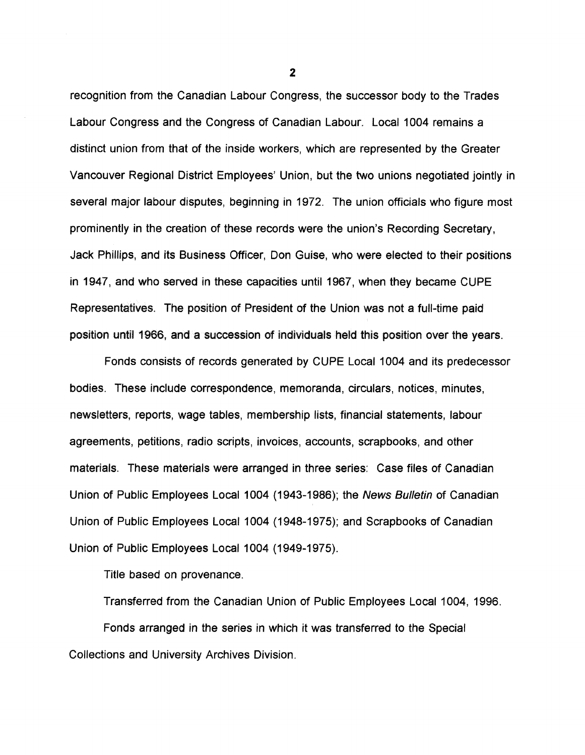recognition from the Canadian Labour Congress, the successor body to the Trades Labour Congress and the Congress of Canadian Labour. Local 1004 remains a distinct union from that of the inside workers, which are represented by the Greater Vancouver Regional District Employees' Union, but the two unions negotiated jointly in several major labour disputes, beginning in 1972. The union officials who figure most prominently in the creation of these records were the union's Recording Secretary, Jack Phillips, and its Business Officer, Don Guise, who were elected to their positions in 1947, and who served in these capacities until 1967, when they became CUPE Representatives. The position of President of the Union was not a full-time paid position until 1966, and a succession of individuals held this position over the years.

Fonds consists of records generated by CUPE Local 1004 and its predecessor bodies. These include correspondence, memoranda, circulars, notices, minutes, newsletters, reports, wage tables, membership lists, financial statements, labour agreements, petitions, radio scripts, invoices, accounts, scrapbooks, and other materials. These materials were arranged in three series: Case files of Canadian Union of Public Employees Local 1004 (1943-1986); the *News Bulletin* of Canadian Union of Public Employees Local 1004 (1948-1975); and Scrapbooks of Canadian Union of Public Employees Local 1004 (1949-1975).

Title based on provenance.

Transferred from the Canadian Union of Public Employees Local 1004, 1996.

Fonds arranged in the series in which it was transferred to the Special Collections and University Archives Division.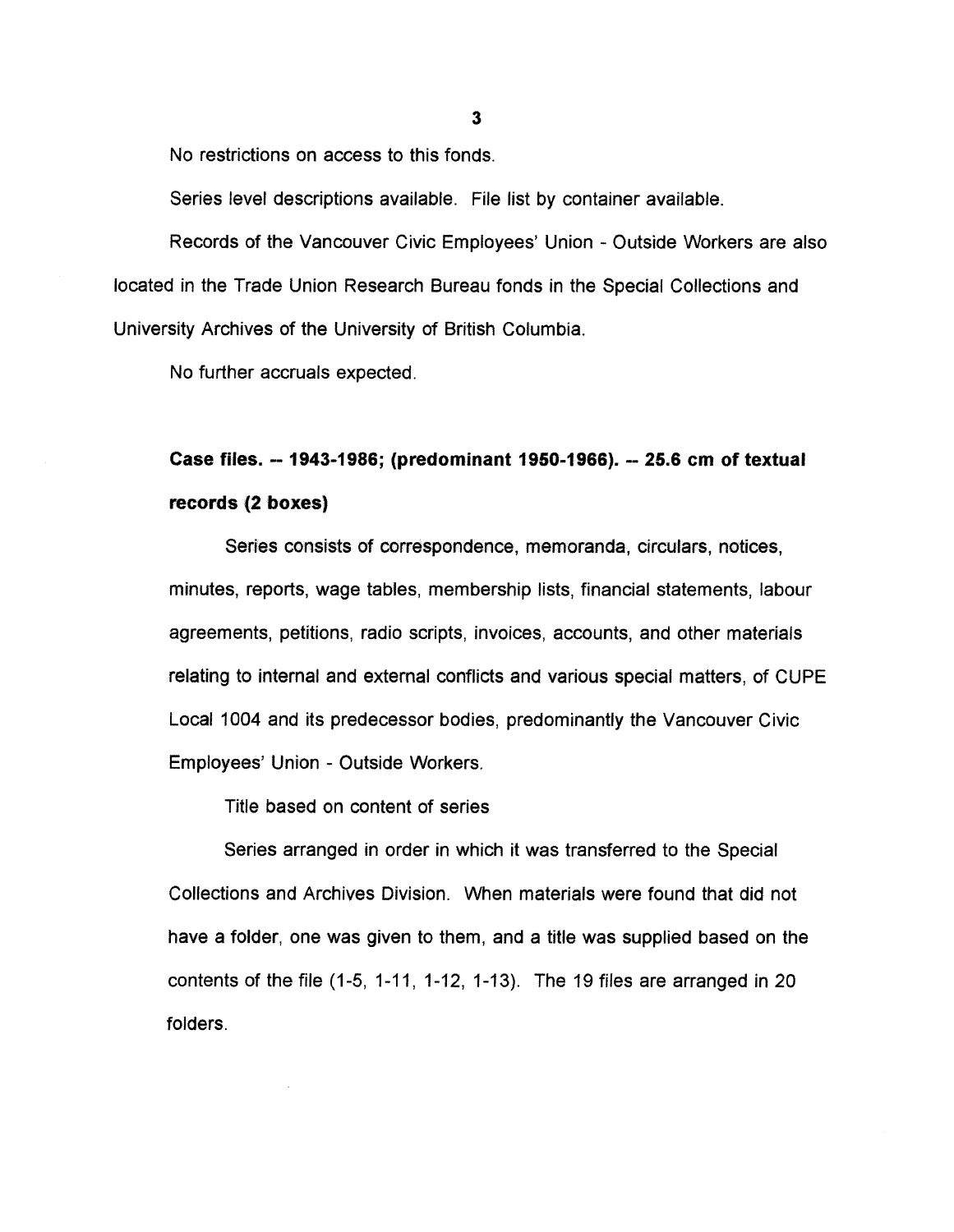No restrictions on access to this fonds.

Series level descriptions available. File list by container available.

Records of the Vancouver Civic Employees' Union - Outside Workers are also located in the Trade Union Research Bureau fonds in the Special Collections and University Archives of the University of British Columbia.

No further accruals expected.

**Case files. -- 1943-1986; (predominant 1950-1966). -- 25.6 cm of textual records (2 boxes)**

Series consists of correspondence, memoranda, circulars, notices, minutes, reports, wage tables, membership lists, financial statements, labour agreements, petitions, radio scripts, invoices, accounts, and other materials relating to internal and external conflicts and various special matters, of CUPE Local 1004 and its predecessor bodies, predominantly the Vancouver Civic Employees' Union - Outside Workers.

Title based on content of series

Series arranged in order in which it was transferred to the Special Collections and Archives Division. When materials were found that did not have a folder, one was given to them, and a title was supplied based on the contents of the file (1-5, 1-11, 1-12, 1-13). The 19 files are arranged in 20 folders.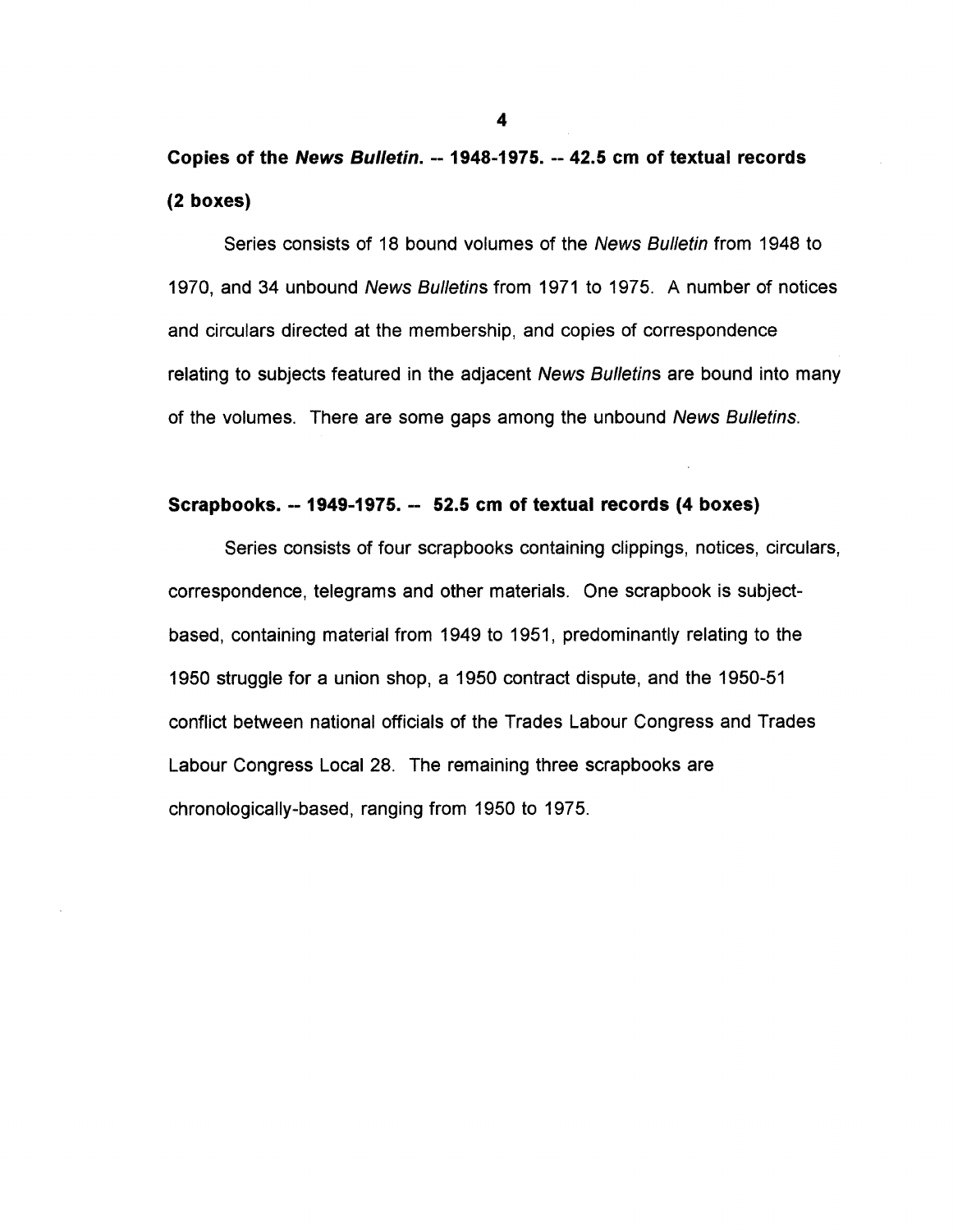**Copies of the *News Bulletin*. -- 1948-1975. -- 42.5 cm of textual records (2 boxes)**

Series consists of 18 bound volumes of the *News Bulletin* from 1948 to 1970, and 34 unbound *News Bulletin*s from 1971 to 1975. A number of notices and circulars directed at the membership, and copies of correspondence relating to subjects featured in the adjacent *News Bulletin*s are bound into many of the volumes. There are some gaps among the unbound *News Bulletins*.

**Scrapbooks. -- 1949-1975. -- 52.5 cm of textual records (4 boxes)**

Series consists of four scrapbooks containing clippings, notices, circulars, correspondence, telegrams and other materials. One scrapbook is subject-based, containing material from 1949 to 1951, predominantly relating to the 1950 struggle for a union shop, a 1950 contract dispute, and the 1950-51 conflict between national officials of the Trades Labour Congress and Trades Labour Congress Local 28. The remaining three scrapbooks are chronologically-based, ranging from 1950 to 1975.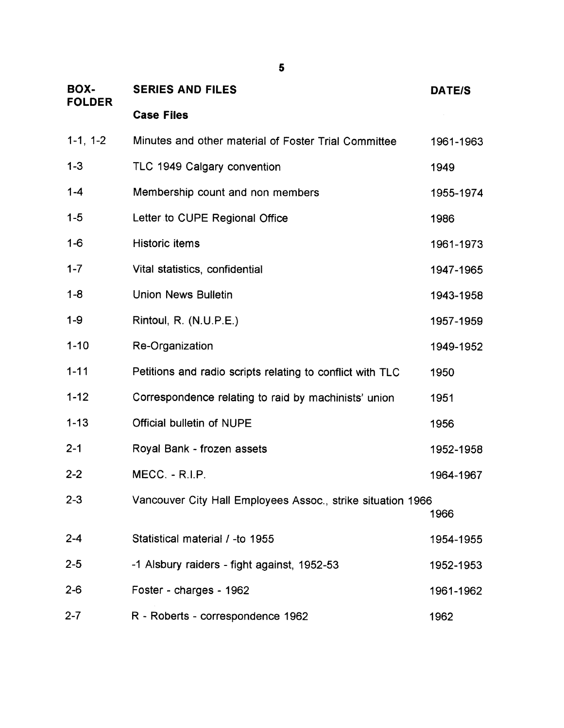| BOX-FOLDER | SERIES AND FILES | DATE/S |
|---|---|---|
| | **Case Files** | |
| 1-1, 1-2 | Minutes and other material of Foster Trial Committee | 1961-1963 |
| 1-3 | TLC 1949 Calgary convention | 1949 |
| 1-4 | Membership count and non members | 1955-1974 |
| 1-5 | Letter to CUPE Regional Office | 1986 |
| 1-6 | Historic items | 1961-1973 |
| 1-7 | Vital statistics, confidential | 1947-1965 |
| 1-8 | Union News Bulletin | 1943-1958 |
| 1-9 | Rintoul, R. (N.U.P.E.) | 1957-1959 |
| 1-10 | Re-Organization | 1949-1952 |
| 1-11 | Petitions and radio scripts relating to conflict with TLC | 1950 |
| 1-12 | Correspondence relating to raid by machinists' union | 1951 |
| 1-13 | Official bulletin of NUPE | 1956 |
| 2-1 | Royal Bank - frozen assets | 1952-1958 |
| 2-2 | MECC. - R.I.P. | 1964-1967 |
| 2-3 | Vancouver City Hall Employees Assoc., strike situation 1966 | 1966 |
| 2-4 | Statistical material / -to 1955 | 1954-1955 |
| 2-5 | -1 Alsbury raiders - fight against, 1952-53 | 1952-1953 |
| 2-6 | Foster - charges - 1962 | 1961-1962 |
| 2-7 | R - Roberts - correspondence 1962 | 1962 |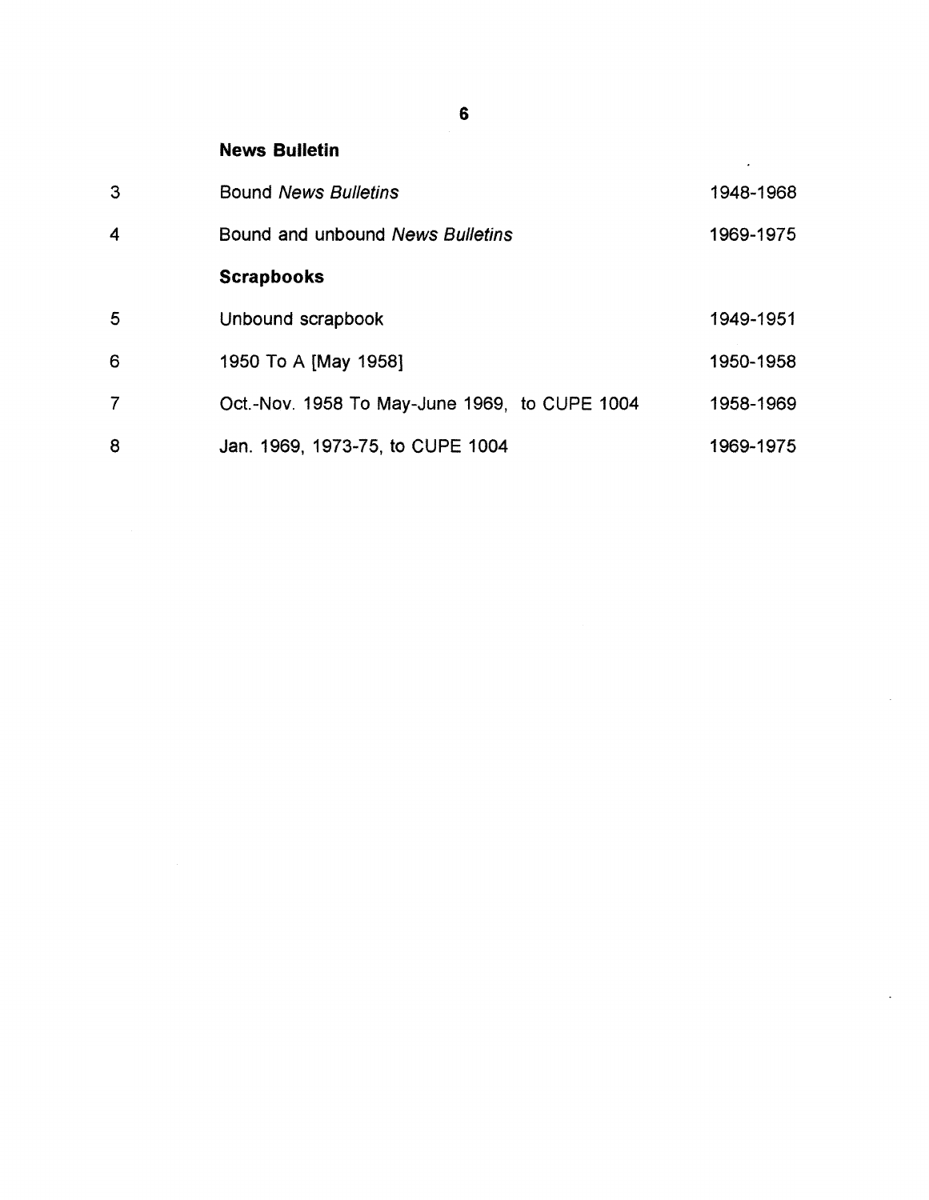**News Bulletin**

| | | |
|---|---|---|
| 3 | Bound *News Bulletins* | 1948-1968 |
| 4 | Bound and unbound *News Bulletins* | 1969-1975 |

**Scrapbooks**

| | | |
|---|---|---|
| 5 | Unbound scrapbook | 1949-1951 |
| 6 | 1950 To A [May 1958] | 1950-1958 |
| 7 | Oct.-Nov. 1958 To May-June 1969, to CUPE 1004 | 1958-1969 |
| 8 | Jan. 1969, 1973-75, to CUPE 1004 | 1969-1975 |